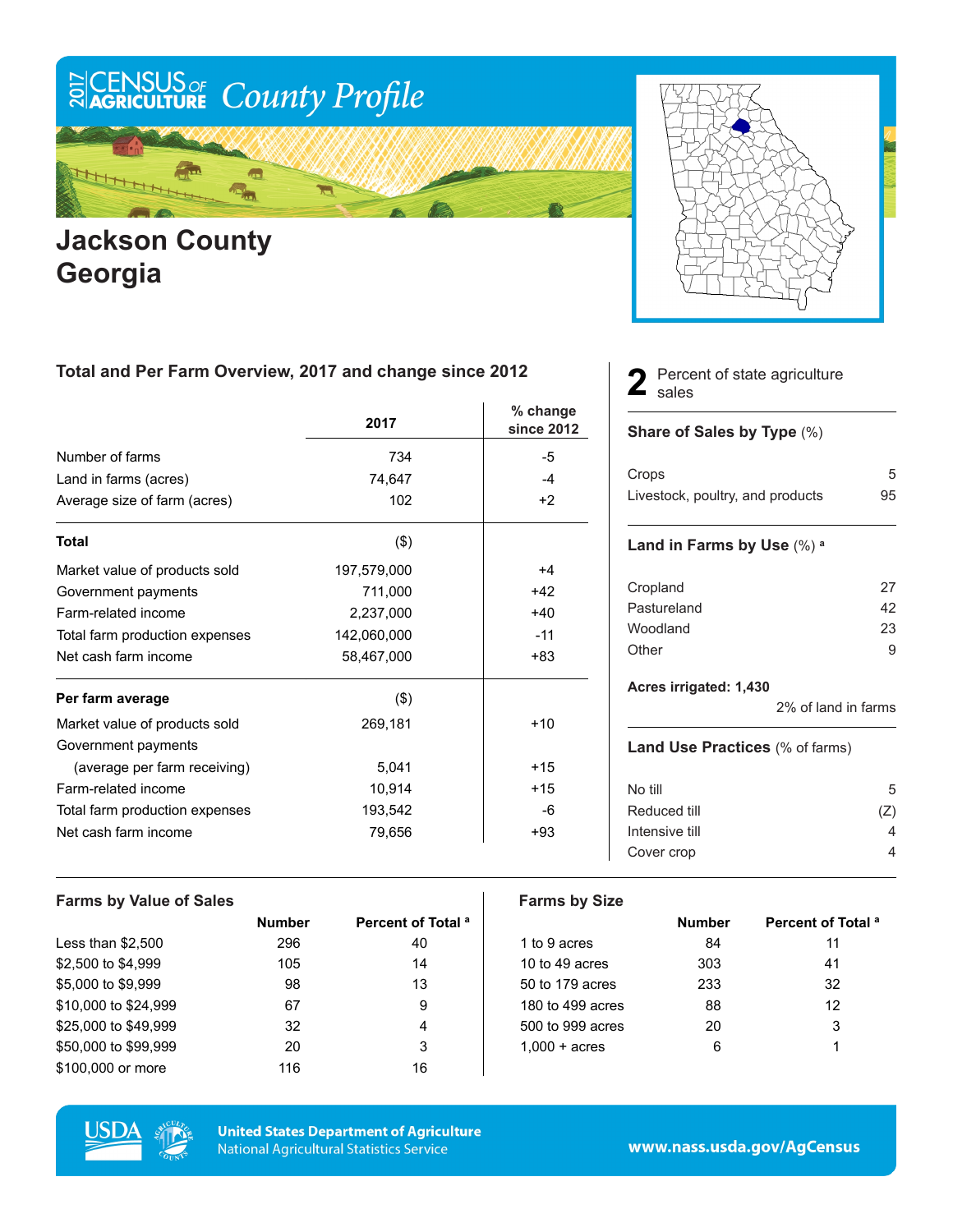# 2017 Census of Agriculture County Profile

# Jackson County Georgia

## Total and Per Farm Overview, 2017 and change since 2012

| | 2017 | % change since 2012 |
|---|---|---|
| Number of farms | 734 | -5 |
| Land in farms (acres) | 74,647 | -4 |
| Average size of farm (acres) | 102 | +2 |
| **Total** | ($) | |
| Market value of products sold | 197,579,000 | +4 |
| Government payments | 711,000 | +42 |
| Farm-related income | 2,237,000 | +40 |
| Total farm production expenses | 142,060,000 | -11 |
| Net cash farm income | 58,467,000 | +83 |
| **Per farm average** | ($) | |
| Market value of products sold | 269,181 | +10 |
| Government payments (average per farm receiving) | 5,041 | +15 |
| Farm-related income | 10,914 | +15 |
| Total farm production expenses | 193,542 | -6 |
| Net cash farm income | 79,656 | +93 |

**2** Percent of state agriculture sales

### Share of Sales by Type (%)

| | |
|---|---|
| Crops | 5 |
| Livestock, poultry, and products | 95 |

### Land in Farms by Use (%) [a]

| | |
|---|---|
| Cropland | 27 |
| Pastureland | 42 |
| Woodland | 23 |
| Other | 9 |

**Acres irrigated: 1,430**

2% of land in farms

### Land Use Practices (% of farms)

| | |
|---|---|
| No till | 5 |
| Reduced till | (Z) |
| Intensive till | 4 |
| Cover crop | 4 |

## Farms by Value of Sales

| | Number | Percent of Total [a] |
|---|---|---|
| Less than $2,500 | 296 | 40 |
| $2,500 to $4,999 | 105 | 14 |
| $5,000 to $9,999 | 98 | 13 |
| $10,000 to $24,999 | 67 | 9 |
| $25,000 to $49,999 | 32 | 4 |
| $50,000 to $99,999 | 20 | 3 |
| $100,000 or more | 116 | 16 |

## Farms by Size

| | Number | Percent of Total [a] |
|---|---|---|
| 1 to 9 acres | 84 | 11 |
| 10 to 49 acres | 303 | 41 |
| 50 to 179 acres | 233 | 32 |
| 180 to 499 acres | 88 | 12 |
| 500 to 999 acres | 20 | 3 |
| 1,000 + acres | 6 | 1 |

United States Department of Agriculture
National Agricultural Statistics Service

www.nass.usda.gov/AgCensus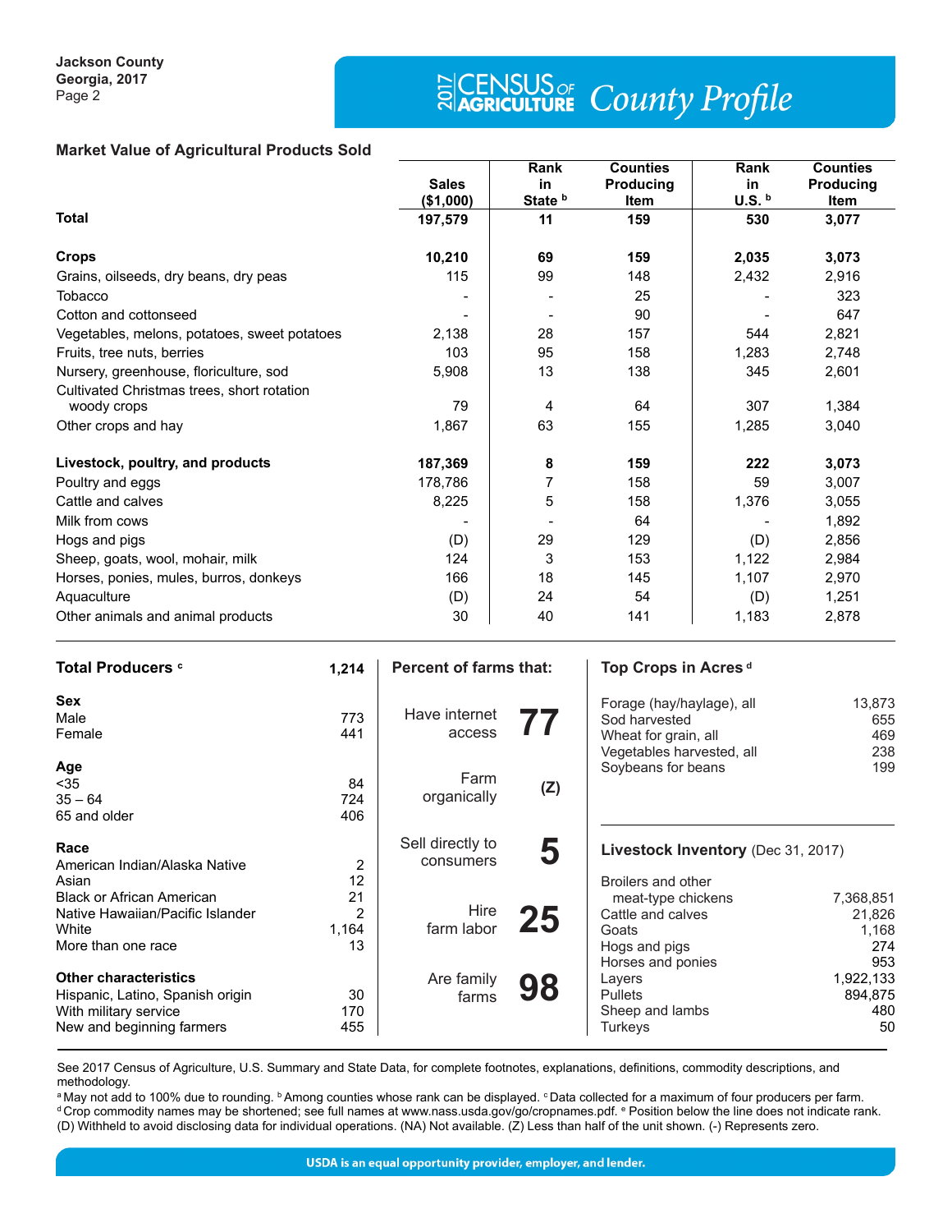Jackson County
Georgia, 2017

# 2017 Census of Agriculture County Profile

## Market Value of Agricultural Products Sold

| | Sales ($1,000) | Rank in State [b] | Counties Producing Item | Rank in U.S. [b] | Counties Producing Item |
|---|---|---|---|---|---|
| **Total** | **197,579** | **11** | **159** | **530** | **3,077** |
| **Crops** | **10,210** | **69** | **159** | **2,035** | **3,073** |
| Grains, oilseeds, dry beans, dry peas | 115 | 99 | 148 | 2,432 | 2,916 |
| Tobacco | - | - | 25 | - | 323 |
| Cotton and cottonseed | - | - | 90 | - | 647 |
| Vegetables, melons, potatoes, sweet potatoes | 2,138 | 28 | 157 | 544 | 2,821 |
| Fruits, tree nuts, berries | 103 | 95 | 158 | 1,283 | 2,748 |
| Nursery, greenhouse, floriculture, sod | 5,908 | 13 | 138 | 345 | 2,601 |
| Cultivated Christmas trees, short rotation woody crops | 79 | 4 | 64 | 307 | 1,384 |
| Other crops and hay | 1,867 | 63 | 155 | 1,285 | 3,040 |
| **Livestock, poultry, and products** | **187,369** | **8** | **159** | **222** | **3,073** |
| Poultry and eggs | 178,786 | 7 | 158 | 59 | 3,007 |
| Cattle and calves | 8,225 | 5 | 158 | 1,376 | 3,055 |
| Milk from cows | - | - | 64 | - | 1,892 |
| Hogs and pigs | (D) | 29 | 129 | (D) | 2,856 |
| Sheep, goats, wool, mohair, milk | 124 | 3 | 153 | 1,122 | 2,984 |
| Horses, ponies, mules, burros, donkeys | 166 | 18 | 145 | 1,107 | 2,970 |
| Aquaculture | (D) | 24 | 54 | (D) | 1,251 |
| Other animals and animal products | 30 | 40 | 141 | 1,183 | 2,878 |

## Total Producers [c] 1,214

| | |
|---|---|
| **Sex** | |
| Male | 773 |
| Female | 441 |
| **Age** | |
| <35 | 84 |
| 35 – 64 | 724 |
| 65 and older | 406 |
| **Race** | |
| American Indian/Alaska Native | 2 |
| Asian | 12 |
| Black or African American | 21 |
| Native Hawaiian/Pacific Islander | 2 |
| White | 1,164 |
| More than one race | 13 |
| **Other characteristics** | |
| Hispanic, Latino, Spanish origin | 30 |
| With military service | 170 |
| New and beginning farmers | 455 |

## Percent of farms that:

| | |
|---|---|
| Have internet access | 77 |
| Farm organically | (Z) |
| Sell directly to consumers | 5 |
| Hire farm labor | 25 |
| Are family farms | 98 |

## Top Crops in Acres [d]

| | |
|---|---|
| Forage (hay/haylage), all | 13,873 |
| Sod harvested | 655 |
| Wheat for grain, all | 469 |
| Vegetables harvested, all | 238 |
| Soybeans for beans | 199 |

## Livestock Inventory (Dec 31, 2017)

| | |
|---|---|
| Broilers and other meat-type chickens | 7,368,851 |
| Cattle and calves | 21,826 |
| Goats | 1,168 |
| Hogs and pigs | 274 |
| Horses and ponies | 953 |
| Layers | 1,922,133 |
| Pullets | 894,875 |
| Sheep and lambs | 480 |
| Turkeys | 50 |

See 2017 Census of Agriculture, U.S. Summary and State Data, for complete footnotes, explanations, definitions, commodity descriptions, and methodology.

[a] May not add to 100% due to rounding. [b] Among counties whose rank can be displayed. [c] Data collected for a maximum of four producers per farm.
[d] Crop commodity names may be shortened; see full names at www.nass.usda.gov/go/cropnames.pdf. [e] Position below the line does not indicate rank.
(D) Withheld to avoid disclosing data for individual operations. (NA) Not available. (Z) Less than half of the unit shown. (-) Represents zero.

USDA is an equal opportunity provider, employer, and lender.